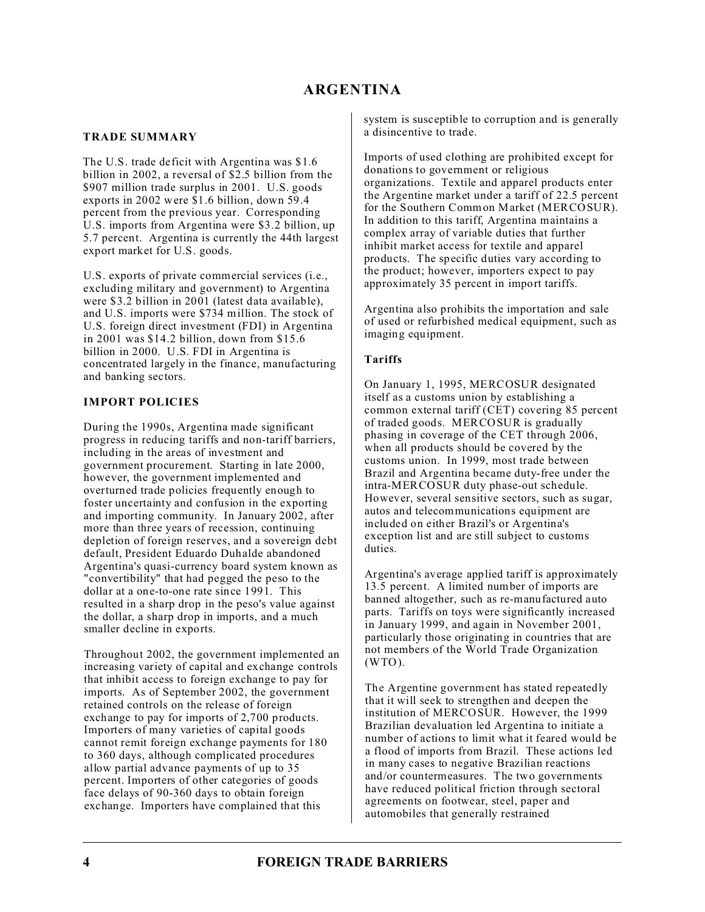# ARGENTINA

## TRADE SUMMARY

The U.S. trade deficit with Argentina was $1.6 billion in 2002, a reversal of $2.5 billion from the $907 million trade surplus in 2001. U.S. goods exports in 2002 were $1.6 billion, down 59.4 percent from the previous year. Corresponding U.S. imports from Argentina were $3.2 billion, up 5.7 percent. Argentina is currently the 44th largest export market for U.S. goods.

U.S. exports of private commercial services (i.e., excluding military and government) to Argentina were $3.2 billion in 2001 (latest data available), and U.S. imports were $734 million. The stock of U.S. foreign direct investment (FDI) in Argentina in 2001 was $14.2 billion, down from $15.6 billion in 2000. U.S. FDI in Argentina is concentrated largely in the finance, manufacturing and banking sectors.

## IMPORT POLICIES

During the 1990s, Argentina made significant progress in reducing tariffs and non-tariff barriers, including in the areas of investment and government procurement. Starting in late 2000, however, the government implemented and overturned trade policies frequently enough to foster uncertainty and confusion in the exporting and importing community. In January 2002, after more than three years of recession, continuing depletion of foreign reserves, and a sovereign debt default, President Eduardo Duhalde abandoned Argentina's quasi-currency board system known as "convertibility" that had pegged the peso to the dollar at a one-to-one rate since 1991. This resulted in a sharp drop in the peso's value against the dollar, a sharp drop in imports, and a much smaller decline in exports.

Throughout 2002, the government implemented an increasing variety of capital and exchange controls that inhibit access to foreign exchange to pay for imports. As of September 2002, the government retained controls on the release of foreign exchange to pay for imports of 2,700 products. Importers of many varieties of capital goods cannot remit foreign exchange payments for 180 to 360 days, although complicated procedures allow partial advance payments of up to 35 percent. Importers of other categories of goods face delays of 90-360 days to obtain foreign exchange. Importers have complained that this system is susceptible to corruption and is generally a disincentive to trade.

Imports of used clothing are prohibited except for donations to government or religious organizations. Textile and apparel products enter the Argentine market under a tariff of 22.5 percent for the Southern Common Market (MERCOSUR). In addition to this tariff, Argentina maintains a complex array of variable duties that further inhibit market access for textile and apparel products. The specific duties vary according to the product; however, importers expect to pay approximately 35 percent in import tariffs.

Argentina also prohibits the importation and sale of used or refurbished medical equipment, such as imaging equipment.

### Tariffs

On January 1, 1995, MERCOSUR designated itself as a customs union by establishing a common external tariff (CET) covering 85 percent of traded goods. MERCOSUR is gradually phasing in coverage of the CET through 2006, when all products should be covered by the customs union. In 1999, most trade between Brazil and Argentina became duty-free under the intra-MERCOSUR duty phase-out schedule. However, several sensitive sectors, such as sugar, autos and telecommunications equipment are included on either Brazil's or Argentina's exception list and are still subject to customs duties.

Argentina's average applied tariff is approximately 13.5 percent. A limited number of imports are banned altogether, such as re-manufactured auto parts. Tariffs on toys were significantly increased in January 1999, and again in November 2001, particularly those originating in countries that are not members of the World Trade Organization (WTO).

The Argentine government has stated repeatedly that it will seek to strengthen and deepen the institution of MERCOSUR. However, the 1999 Brazilian devaluation led Argentina to initiate a number of actions to limit what it feared would be a flood of imports from Brazil. These actions led in many cases to negative Brazilian reactions and/or countermeasures. The two governments have reduced political friction through sectoral agreements on footwear, steel, paper and automobiles that generally restrained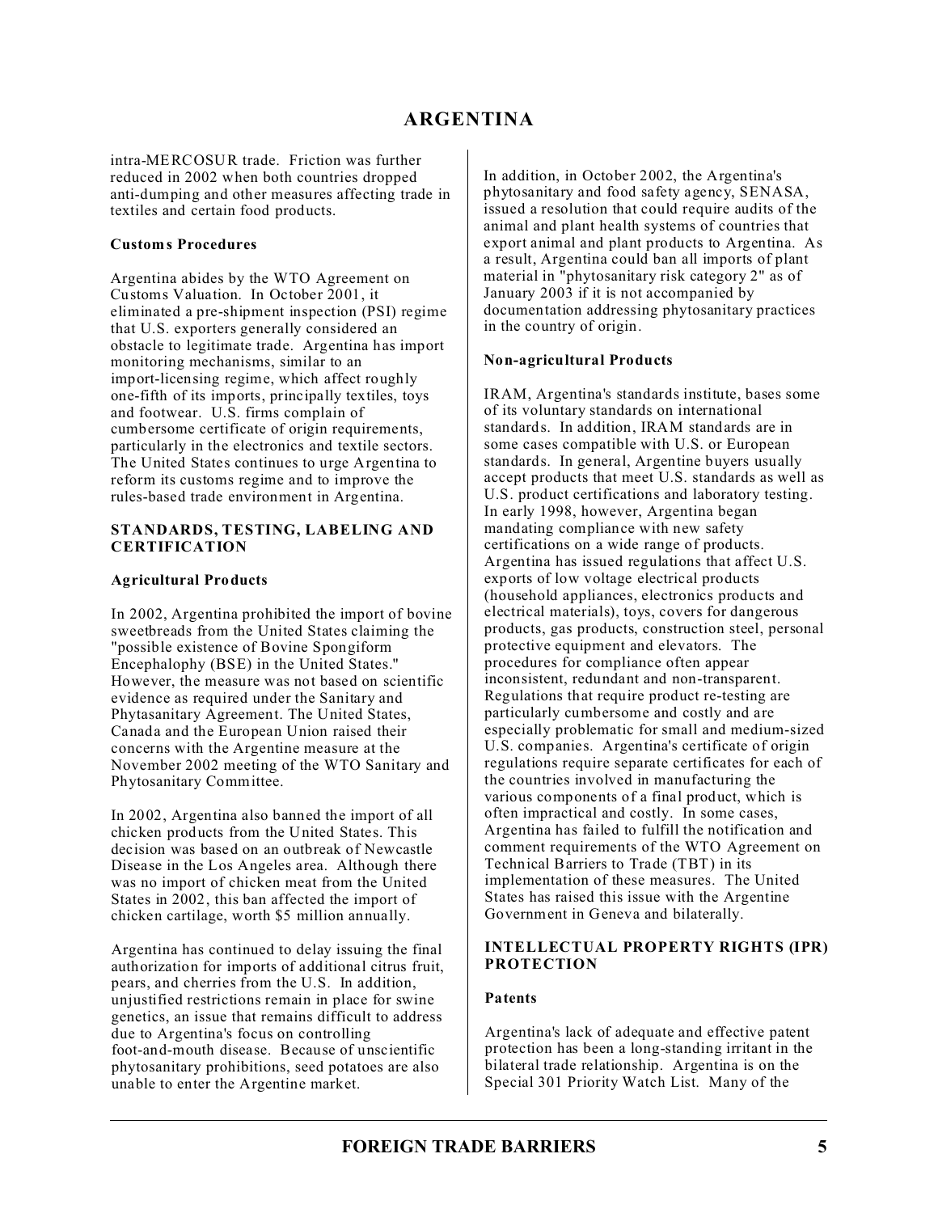intra-MERCOSUR trade. Friction was further reduced in 2002 when both countries dropped anti-dumping and other measures affecting trade in textiles and certain food products.

**Customs Procedures**

Argentina abides by the WTO Agreement on Customs Valuation. In October 2001, it eliminated a pre-shipment inspection (PSI) regime that U.S. exporters generally considered an obstacle to legitimate trade. Argentina has import monitoring mechanisms, similar to an import-licensing regime, which affect roughly one-fifth of its imports, principally textiles, toys and footwear. U.S. firms complain of cumbersome certificate of origin requirements, particularly in the electronics and textile sectors. The United States continues to urge Argentina to reform its customs regime and to improve the rules-based trade environment in Argentina.

## STANDARDS, TESTING, LABELING AND CERTIFICATION

**Agricultural Products**

In 2002, Argentina prohibited the import of bovine sweetbreads from the United States claiming the "possible existence of Bovine Spongiform Encephalophy (BSE) in the United States." However, the measure was not based on scientific evidence as required under the Sanitary and Phytasanitary Agreement. The United States, Canada and the European Union raised their concerns with the Argentine measure at the November 2002 meeting of the WTO Sanitary and Phytosanitary Committee.

In 2002, Argentina also banned the import of all chicken products from the United States. This decision was based on an outbreak of Newcastle Disease in the Los Angeles area. Although there was no import of chicken meat from the United States in 2002, this ban affected the import of chicken cartilage, worth $5 million annually.

Argentina has continued to delay issuing the final authorization for imports of additional citrus fruit, pears, and cherries from the U.S. In addition, unjustified restrictions remain in place for swine genetics, an issue that remains difficult to address due to Argentina's focus on controlling foot-and-mouth disease. Because of unscientific phytosanitary prohibitions, seed potatoes are also unable to enter the Argentine market.

In addition, in October 2002, the Argentina's phytosanitary and food safety agency, SENASA, issued a resolution that could require audits of the animal and plant health systems of countries that export animal and plant products to Argentina. As a result, Argentina could ban all imports of plant material in "phytosanitary risk category 2" as of January 2003 if it is not accompanied by documentation addressing phytosanitary practices in the country of origin.

**Non-agricultural Products**

IRAM, Argentina's standards institute, bases some of its voluntary standards on international standards. In addition, IRAM standards are in some cases compatible with U.S. or European standards. In general, Argentine buyers usually accept products that meet U.S. standards as well as U.S. product certifications and laboratory testing. In early 1998, however, Argentina began mandating compliance with new safety certifications on a wide range of products. Argentina has issued regulations that affect U.S. exports of low voltage electrical products (household appliances, electronics products and electrical materials), toys, covers for dangerous products, gas products, construction steel, personal protective equipment and elevators. The procedures for compliance often appear inconsistent, redundant and non-transparent. Regulations that require product re-testing are particularly cumbersome and costly and are especially problematic for small and medium-sized U.S. companies. Argentina's certificate of origin regulations require separate certificates for each of the countries involved in manufacturing the various components of a final product, which is often impractical and costly. In some cases, Argentina has failed to fulfill the notification and comment requirements of the WTO Agreement on Technical Barriers to Trade (TBT) in its implementation of these measures. The United States has raised this issue with the Argentine Government in Geneva and bilaterally.

## INTELLECTUAL PROPERTY RIGHTS (IPR) PROTECTION

**Patents**

Argentina's lack of adequate and effective patent protection has been a long-standing irritant in the bilateral trade relationship. Argentina is on the Special 301 Priority Watch List. Many of the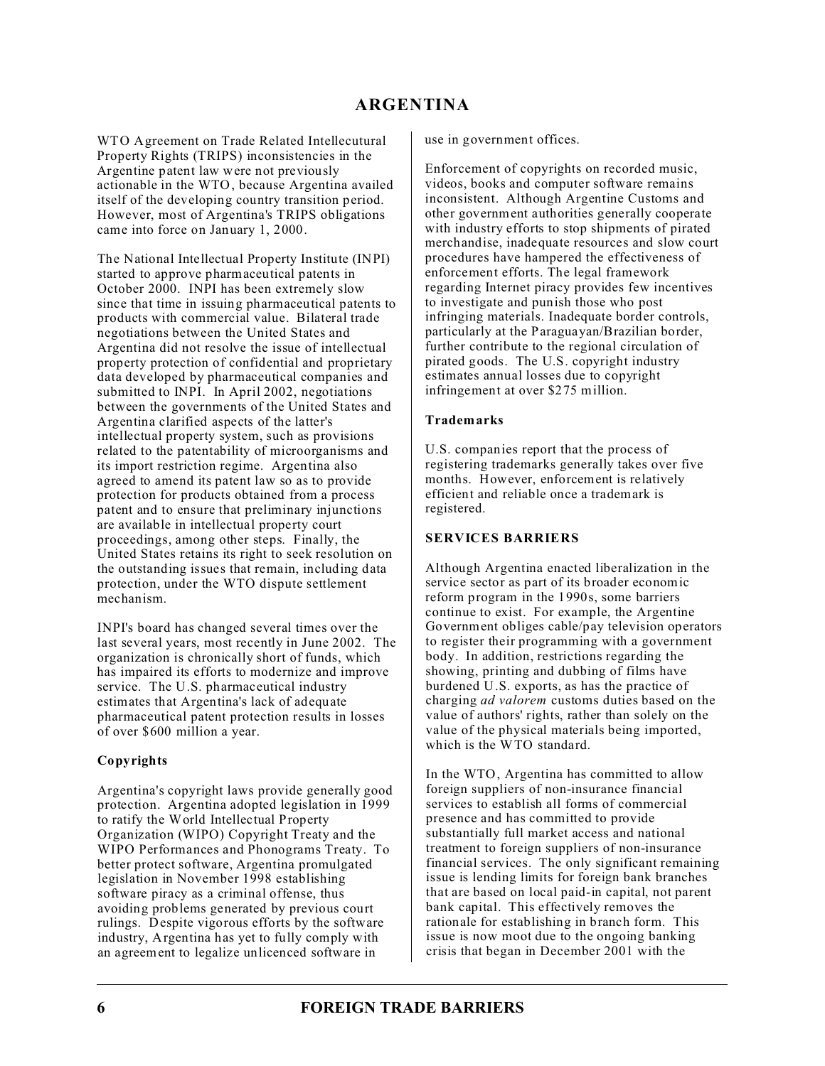# ARGENTINA

WTO Agreement on Trade Related Intellecutural Property Rights (TRIPS) inconsistencies in the Argentine patent law were not previously actionable in the WTO, because Argentina availed itself of the developing country transition period. However, most of Argentina's TRIPS obligations came into force on January 1, 2000.

The National Intellectual Property Institute (INPI) started to approve pharmaceutical patents in October 2000. INPI has been extremely slow since that time in issuing pharmaceutical patents to products with commercial value. Bilateral trade negotiations between the United States and Argentina did not resolve the issue of intellectual property protection of confidential and proprietary data developed by pharmaceutical companies and submitted to INPI. In April 2002, negotiations between the governments of the United States and Argentina clarified aspects of the latter's intellectual property system, such as provisions related to the patentability of microorganisms and its import restriction regime. Argentina also agreed to amend its patent law so as to provide protection for products obtained from a process patent and to ensure that preliminary injunctions are available in intellectual property court proceedings, among other steps. Finally, the United States retains its right to seek resolution on the outstanding issues that remain, including data protection, under the WTO dispute settlement mechanism.

INPI's board has changed several times over the last several years, most recently in June 2002. The organization is chronically short of funds, which has impaired its efforts to modernize and improve service. The U.S. pharmaceutical industry estimates that Argentina's lack of adequate pharmaceutical patent protection results in losses of over $600 million a year.

### Copyrights

Argentina's copyright laws provide generally good protection. Argentina adopted legislation in 1999 to ratify the World Intellectual Property Organization (WIPO) Copyright Treaty and the WIPO Performances and Phonograms Treaty. To better protect software, Argentina promulgated legislation in November 1998 establishing software piracy as a criminal offense, thus avoiding problems generated by previous court rulings. Despite vigorous efforts by the software industry, Argentina has yet to fully comply with an agreement to legalize unlicenced software in use in government offices.

Enforcement of copyrights on recorded music, videos, books and computer software remains inconsistent. Although Argentine Customs and other government authorities generally cooperate with industry efforts to stop shipments of pirated merchandise, inadequate resources and slow court procedures have hampered the effectiveness of enforcement efforts. The legal framework regarding Internet piracy provides few incentives to investigate and punish those who post infringing materials. Inadequate border controls, particularly at the Paraguayan/Brazilian border, further contribute to the regional circulation of pirated goods. The U.S. copyright industry estimates annual losses due to copyright infringement at over $275 million.

### Trademarks

U.S. companies report that the process of registering trademarks generally takes over five months. However, enforcement is relatively efficient and reliable once a trademark is registered.

## SERVICES BARRIERS

Although Argentina enacted liberalization in the service sector as part of its broader economic reform program in the 1990s, some barriers continue to exist. For example, the Argentine Government obliges cable/pay television operators to register their programming with a government body. In addition, restrictions regarding the showing, printing and dubbing of films have burdened U.S. exports, as has the practice of charging *ad valorem* customs duties based on the value of authors' rights, rather than solely on the value of the physical materials being imported, which is the WTO standard.

In the WTO, Argentina has committed to allow foreign suppliers of non-insurance financial services to establish all forms of commercial presence and has committed to provide substantially full market access and national treatment to foreign suppliers of non-insurance financial services. The only significant remaining issue is lending limits for foreign bank branches that are based on local paid-in capital, not parent bank capital. This effectively removes the rationale for establishing in branch form. This issue is now moot due to the ongoing banking crisis that began in December 2001 with the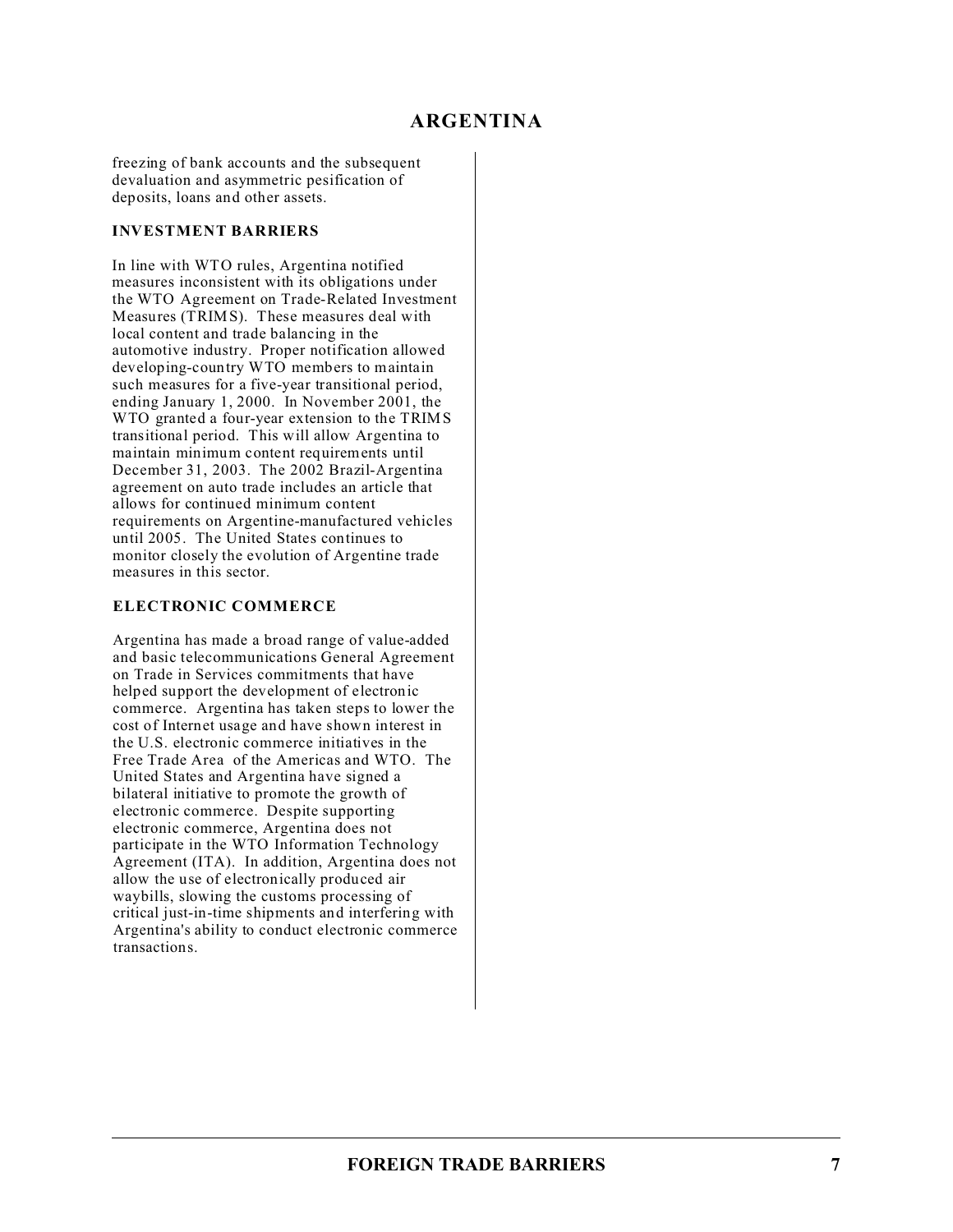freezing of bank accounts and the subsequent devaluation and asymmetric pesification of deposits, loans and other assets.

### INVESTMENT BARRIERS

In line with WTO rules, Argentina notified measures inconsistent with its obligations under the WTO Agreement on Trade-Related Investment Measures (TRIMS). These measures deal with local content and trade balancing in the automotive industry. Proper notification allowed developing-country WTO members to maintain such measures for a five-year transitional period, ending January 1, 2000. In November 2001, the WTO granted a four-year extension to the TRIMS transitional period. This will allow Argentina to maintain minimum content requirements until December 31, 2003. The 2002 Brazil-Argentina agreement on auto trade includes an article that allows for continued minimum content requirements on Argentine-manufactured vehicles until 2005. The United States continues to monitor closely the evolution of Argentine trade measures in this sector.

### ELECTRONIC COMMERCE

Argentina has made a broad range of value-added and basic telecommunications General Agreement on Trade in Services commitments that have helped support the development of electronic commerce. Argentina has taken steps to lower the cost of Internet usage and have shown interest in the U.S. electronic commerce initiatives in the Free Trade Area of the Americas and WTO. The United States and Argentina have signed a bilateral initiative to promote the growth of electronic commerce. Despite supporting electronic commerce, Argentina does not participate in the WTO Information Technology Agreement (ITA). In addition, Argentina does not allow the use of electronically produced air waybills, slowing the customs processing of critical just-in-time shipments and interfering with Argentina's ability to conduct electronic commerce transactions.